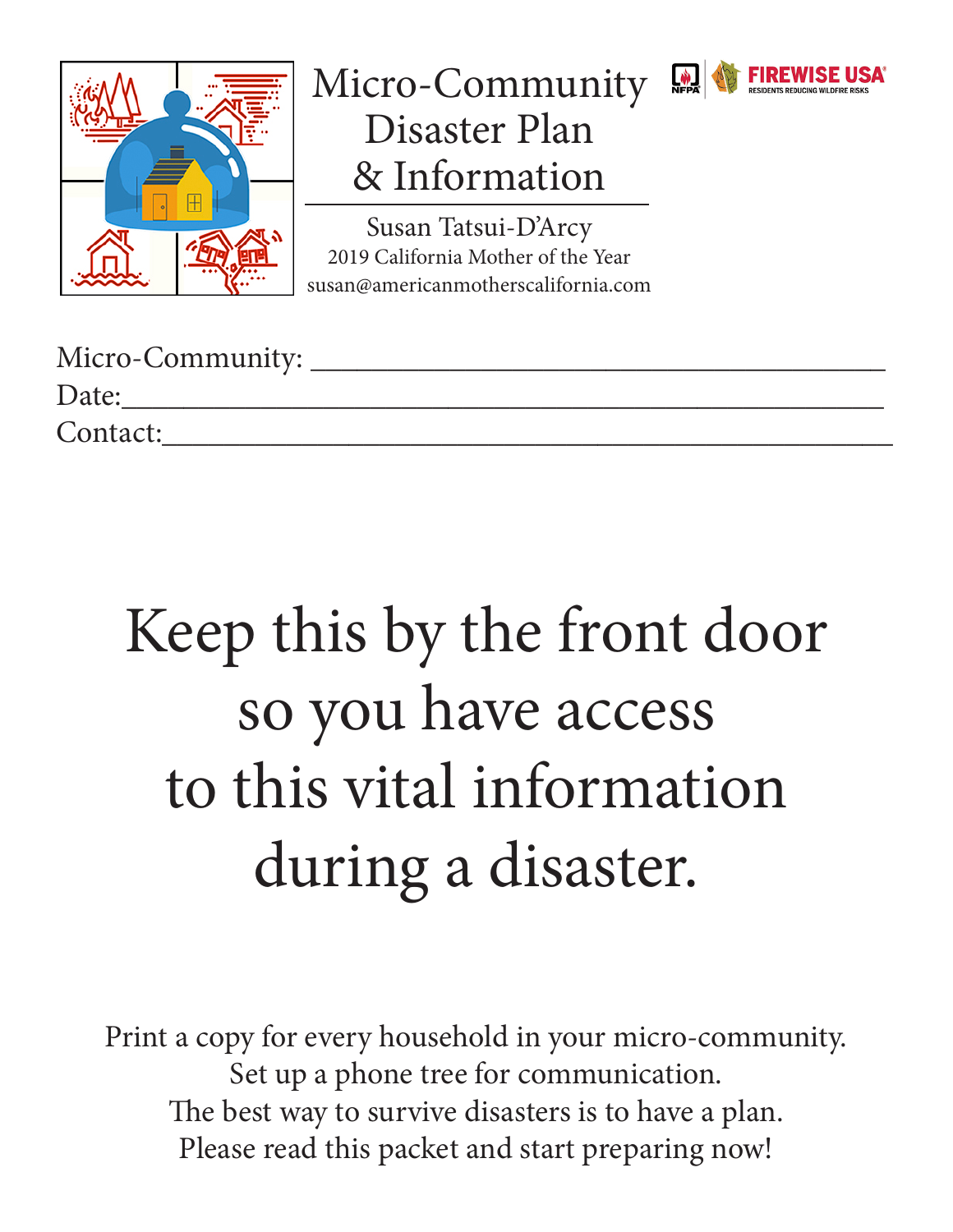# Micro-Community Disaster Plan & Information

Susan Tatsui-D'Arcy
2019 California Mother of the Year
susan@americanmotherscalifornia.com

NFPA | FIREWISE USA® RESIDENTS REDUCING WILDFIRE RISKS

Micro-Community: ___________________________________

Date:_____________________________________________

Contact:___________________________________________

## Keep this by the front door so you have access to this vital information during a disaster.

Print a copy for every household in your micro-community.
Set up a phone tree for communication.
The best way to survive disasters is to have a plan.
Please read this packet and start preparing now!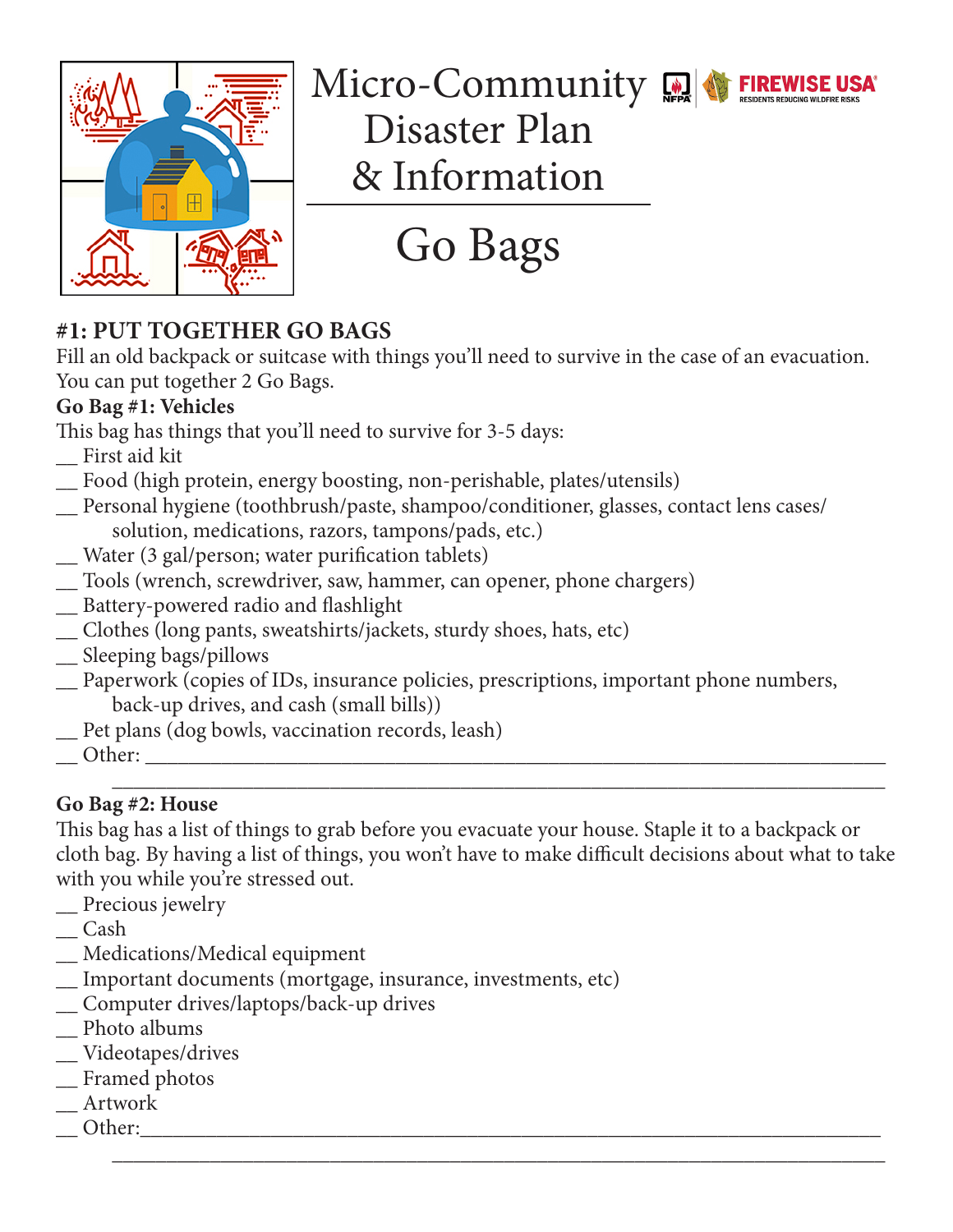# Micro-Community Disaster Plan & Information

## Go Bags

### #1: PUT TOGETHER GO BAGS

Fill an old backpack or suitcase with things you'll need to survive in the case of an evacuation. You can put together 2 Go Bags.

**Go Bag #1: Vehicles**

This bag has things that you'll need to survive for 3-5 days:

__ First aid kit
__ Food (high protein, energy boosting, non-perishable, plates/utensils)
__ Personal hygiene (toothbrush/paste, shampoo/conditioner, glasses, contact lens cases/ solution, medications, razors, tampons/pads, etc.)
__ Water (3 gal/person; water purification tablets)
__ Tools (wrench, screwdriver, saw, hammer, can opener, phone chargers)
__ Battery-powered radio and flashlight
__ Clothes (long pants, sweatshirts/jackets, sturdy shoes, hats, etc)
__ Sleeping bags/pillows
__ Paperwork (copies of IDs, insurance policies, prescriptions, important phone numbers, back-up drives, and cash (small bills))
__ Pet plans (dog bowls, vaccination records, leash)
__ Other: ______________________________________________________________________
______________________________________________________________________

**Go Bag #2: House**

This bag has a list of things to grab before you evacuate your house. Staple it to a backpack or cloth bag. By having a list of things, you won't have to make difficult decisions about what to take with you while you're stressed out.

__ Precious jewelry
__ Cash
__ Medications/Medical equipment
__ Important documents (mortgage, insurance, investments, etc)
__ Computer drives/laptops/back-up drives
__ Photo albums
__ Videotapes/drives
__ Framed photos
__ Artwork
__ Other:______________________________________________________________________
______________________________________________________________________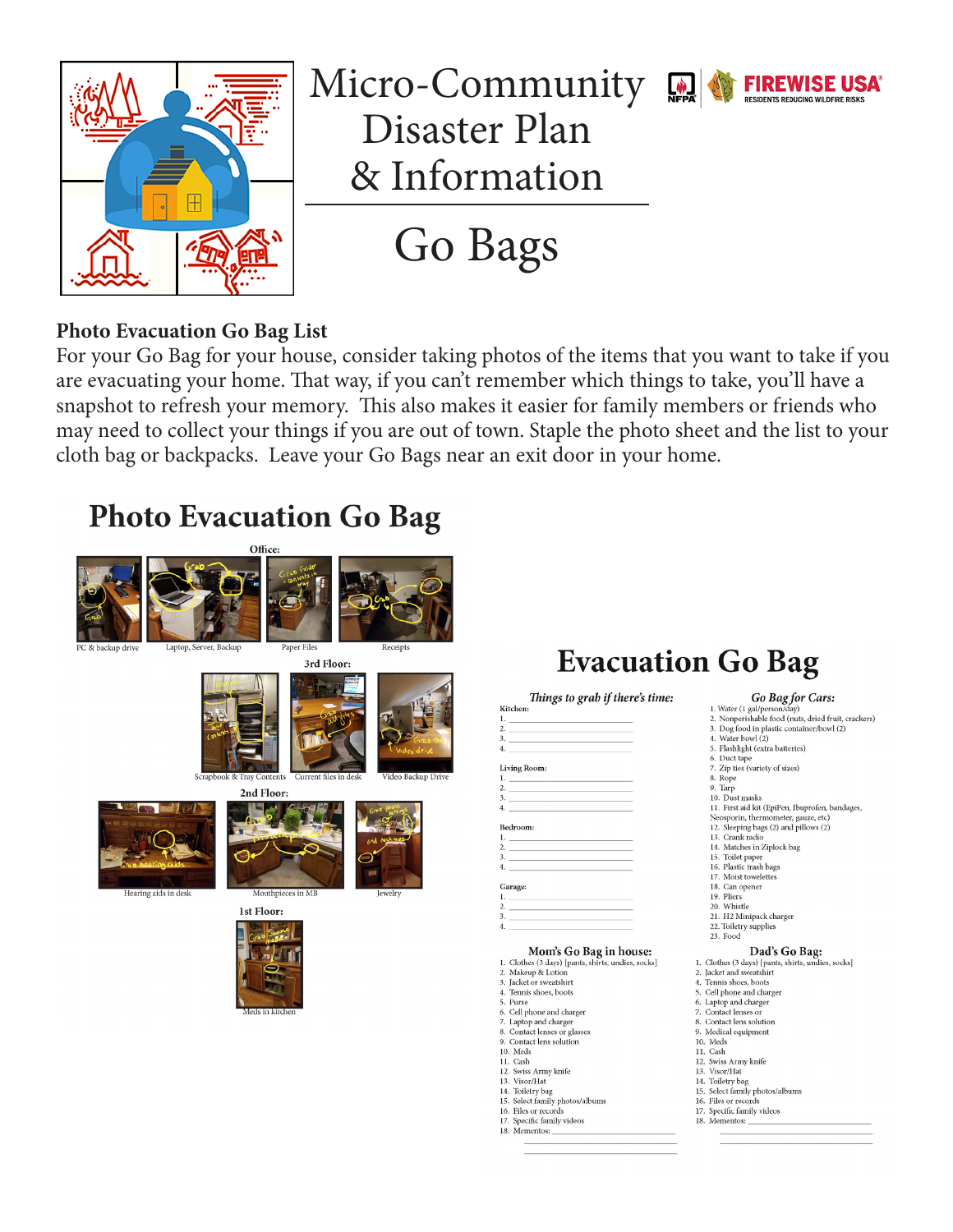# Micro-Community Disaster Plan & Information

FIREWISE USA® RESIDENTS REDUCING WILDFIRE RISKS

## Go Bags

**Photo Evacuation Go Bag List**

For your Go Bag for your house, consider taking photos of the items that you want to take if you are evacuating your home. That way, if you can't remember which things to take, you'll have a snapshot to refresh your memory. This also makes it easier for family members or friends who may need to collect your things if you are out of town. Staple the photo sheet and the list to your cloth bag or backpacks. Leave your Go Bags near an exit door in your home.

## Photo Evacuation Go Bag

**Office:**

PC & backup drive

Laptop, Server, Backup

Paper Files

Receipts

**3rd Floor:**

Scrapbook & Tray Contents

Current files in desk

Video Backup Drive

**2nd Floor:**

Hearing aids in desk

Mouthpieces in MB

Jewelry

**1st Floor:**

Meds in kitchen

## Evacuation Go Bag

*Things to grab if there's time:*

Kitchen:
1. ________________
2. ________________
3. ________________
4. ________________

Living Room:
1. ________________
2. ________________
3. ________________
4. ________________

Bedroom:
1. ________________
2. ________________
3. ________________
4. ________________

Garage:
1. ________________
2. ________________
3. ________________
4. ________________

*Go Bag for Cars:*

1. Water (1 gal/person/day)
2. Nonperishable food (nuts, dried fruit, crackers)
3. Dog food in plastic container/bowl (2)
4. Water bowl (2)
5. Flashlight (extra batteries)
6. Duct tape
7. Zip ties (variety of sizes)
8. Rope
9. Tarp
10. Dust masks
11. First aid kit (EpiPen, Ibuprofen, bandages, Neosporin, thermometer, gauze, etc)
12. Sleeping bags (2) and pillows (2)
13. Crank radio
14. Matches in Ziplock bag
15. Toilet paper
16. Plastic trash bags
17. Moist towelettes
18. Can opener
19. Pliers
20. Whistle
21. H2 Minipack charger
22. Toiletry supplies
23. Food

**Mom's Go Bag in house:**

1. Clothes (3 days) [pants, shirts, undies, socks]
2. Makeup & Lotion
3. Jacket or sweatshirt
4. Tennis shoes, boots
5. Purse
6. Cell phone and charger
7. Laptop and charger
8. Contact lenses or glasses
9. Contact lens solution
10. Meds
11. Cash
12. Swiss Army knife
13. Visor/Hat
14. Toiletry bag
15. Select family photos/albums
16. Files or records
17. Specific family videos
18. Mementos: ________________

**Dad's Go Bag:**

1. Clothes (3 days) [pants, shirts, undies, socks]
2. Jacket and sweatshirt
3. Tennis shoes, boots
4. Cell phone and charger
5. Laptop and charger
6. Contact lenses or
7. Contact lens solution
8. Medical equipment
9. Meds
10. Cash
11. Swiss Army knife
12. Visor/Hat
13. Toiletry bag
14. Select family photos/albums
15. Files or records
16. Specific family videos
17. Mementos: ________________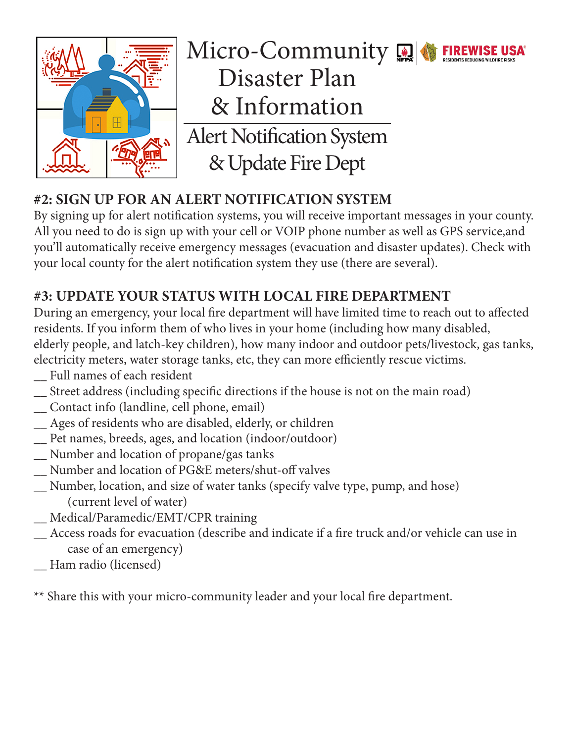# Micro-Community Disaster Plan & Information

## Alert Notification System & Update Fire Dept

### #2: SIGN UP FOR AN ALERT NOTIFICATION SYSTEM

By signing up for alert notification systems, you will receive important messages in your county. All you need to do is sign up with your cell or VOIP phone number as well as GPS service,and you'll automatically receive emergency messages (evacuation and disaster updates). Check with your local county for the alert notification system they use (there are several).

### #3: UPDATE YOUR STATUS WITH LOCAL FIRE DEPARTMENT

During an emergency, your local fire department will have limited time to reach out to affected residents. If you inform them of who lives in your home (including how many disabled, elderly people, and latch-key children), how many indoor and outdoor pets/livestock, gas tanks, electricity meters, water storage tanks, etc, they can more efficiently rescue victims.

__ Full names of each resident
__ Street address (including specific directions if the house is not on the main road)
__ Contact info (landline, cell phone, email)
__ Ages of residents who are disabled, elderly, or children
__ Pet names, breeds, ages, and location (indoor/outdoor)
__ Number and location of propane/gas tanks
__ Number and location of PG&E meters/shut-off valves
__ Number, location, and size of water tanks (specify valve type, pump, and hose) (current level of water)
__ Medical/Paramedic/EMT/CPR training
__ Access roads for evacuation (describe and indicate if a fire truck and/or vehicle can use in case of an emergency)
__ Ham radio (licensed)

** Share this with your micro-community leader and your local fire department.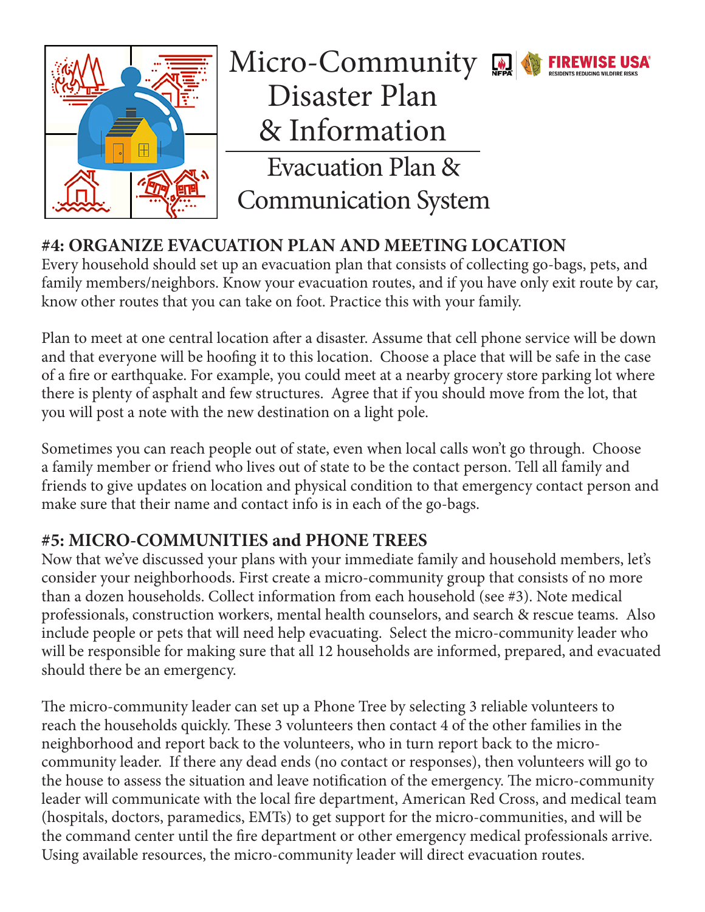# Micro-Community Disaster Plan & Information

## Evacuation Plan & Communication System

### #4: ORGANIZE EVACUATION PLAN AND MEETING LOCATION

Every household should set up an evacuation plan that consists of collecting go-bags, pets, and family members/neighbors. Know your evacuation routes, and if you have only exit route by car, know other routes that you can take on foot. Practice this with your family.

Plan to meet at one central location after a disaster. Assume that cell phone service will be down and that everyone will be hoofing it to this location. Choose a place that will be safe in the case of a fire or earthquake. For example, you could meet at a nearby grocery store parking lot where there is plenty of asphalt and few structures. Agree that if you should move from the lot, that you will post a note with the new destination on a light pole.

Sometimes you can reach people out of state, even when local calls won't go through. Choose a family member or friend who lives out of state to be the contact person. Tell all family and friends to give updates on location and physical condition to that emergency contact person and make sure that their name and contact info is in each of the go-bags.

### #5: MICRO-COMMUNITIES and PHONE TREES

Now that we've discussed your plans with your immediate family and household members, let's consider your neighborhoods. First create a micro-community group that consists of no more than a dozen households. Collect information from each household (see #3). Note medical professionals, construction workers, mental health counselors, and search & rescue teams. Also include people or pets that will need help evacuating. Select the micro-community leader who will be responsible for making sure that all 12 households are informed, prepared, and evacuated should there be an emergency.

The micro-community leader can set up a Phone Tree by selecting 3 reliable volunteers to reach the households quickly. These 3 volunteers then contact 4 of the other families in the neighborhood and report back to the volunteers, who in turn report back to the micro-community leader. If there any dead ends (no contact or responses), then volunteers will go to the house to assess the situation and leave notification of the emergency. The micro-community leader will communicate with the local fire department, American Red Cross, and medical team (hospitals, doctors, paramedics, EMTs) to get support for the micro-communities, and will be the command center until the fire department or other emergency medical professionals arrive. Using available resources, the micro-community leader will direct evacuation routes.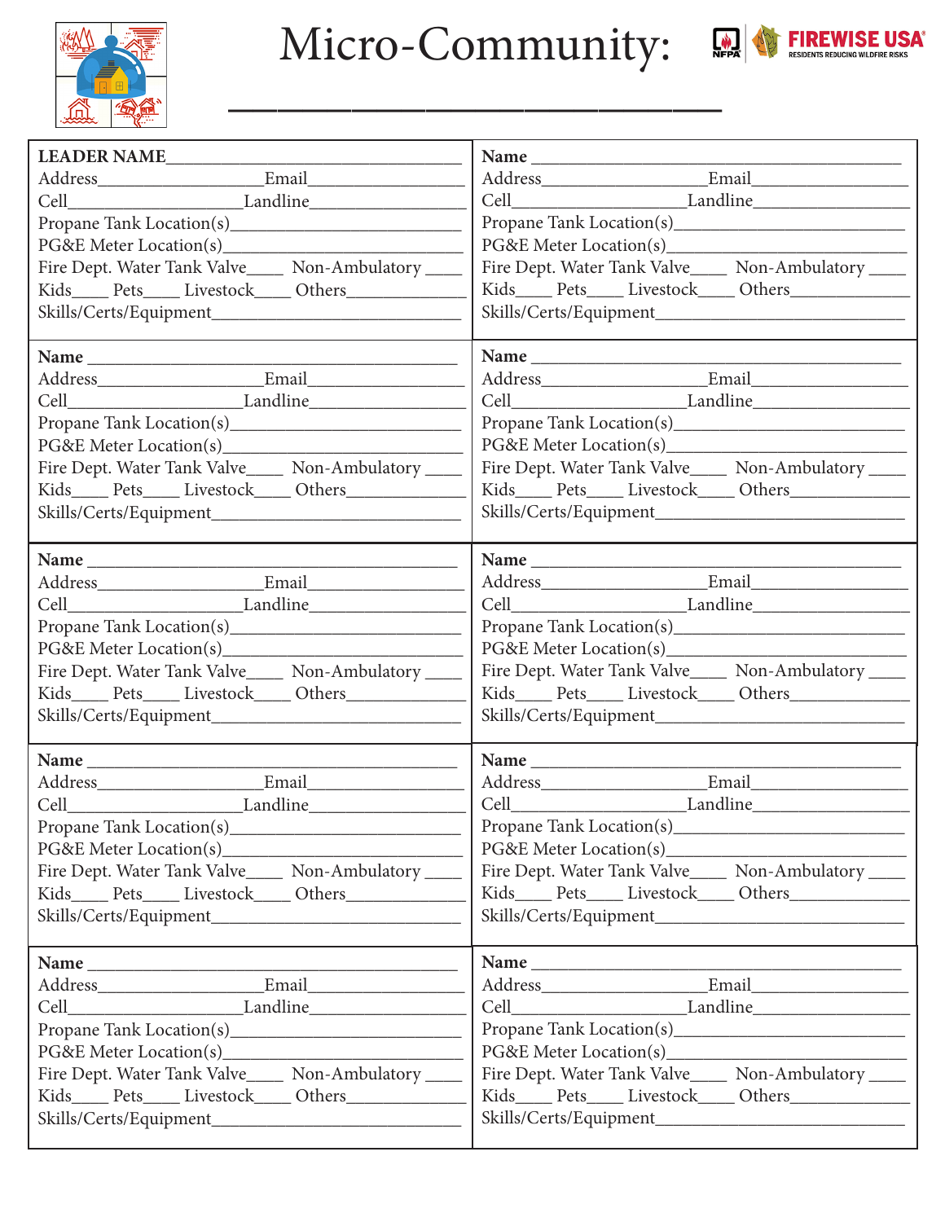# Micro-Community: ____________________

FIREWISE USA® RESIDENTS REDUCING WILDFIRE RISKS

NFPA

**LEADER NAME**______________________________
Address__________________Email________________
Cell__________________Landline________________
Propane Tank Location(s)________________________
PG&E Meter Location(s)_________________________
Fire Dept. Water Tank Valve____ Non-Ambulatory ____
Kids____ Pets____ Livestock____ Others____________
Skills/Certs/Equipment__________________________

**Name** ___________________________________
Address__________________Email________________
Cell__________________Landline________________
Propane Tank Location(s)________________________
PG&E Meter Location(s)_________________________
Fire Dept. Water Tank Valve____ Non-Ambulatory ____
Kids____ Pets____ Livestock____ Others____________
Skills/Certs/Equipment__________________________

**Name** ___________________________________
Address__________________Email________________
Cell__________________Landline________________
Propane Tank Location(s)________________________
PG&E Meter Location(s)_________________________
Fire Dept. Water Tank Valve____ Non-Ambulatory ____
Kids____ Pets____ Livestock____ Others____________
Skills/Certs/Equipment__________________________

**Name** ___________________________________
Address__________________Email________________
Cell__________________Landline________________
Propane Tank Location(s)________________________
PG&E Meter Location(s)_________________________
Fire Dept. Water Tank Valve____ Non-Ambulatory ____
Kids____ Pets____ Livestock____ Others____________
Skills/Certs/Equipment__________________________

**Name** ___________________________________
Address__________________Email________________
Cell__________________Landline________________
Propane Tank Location(s)________________________
PG&E Meter Location(s)_________________________
Fire Dept. Water Tank Valve____ Non-Ambulatory ____
Kids____ Pets____ Livestock____ Others____________
Skills/Certs/Equipment__________________________

**Name** ___________________________________
Address__________________Email________________
Cell__________________Landline________________
Propane Tank Location(s)________________________
PG&E Meter Location(s)_________________________
Fire Dept. Water Tank Valve____ Non-Ambulatory ____
Kids____ Pets____ Livestock____ Others____________
Skills/Certs/Equipment__________________________

**Name** ___________________________________
Address__________________Email________________
Cell__________________Landline________________
Propane Tank Location(s)________________________
PG&E Meter Location(s)_________________________
Fire Dept. Water Tank Valve____ Non-Ambulatory ____
Kids____ Pets____ Livestock____ Others____________
Skills/Certs/Equipment__________________________

**Name** ___________________________________
Address__________________Email________________
Cell__________________Landline________________
Propane Tank Location(s)________________________
PG&E Meter Location(s)_________________________
Fire Dept. Water Tank Valve____ Non-Ambulatory ____
Kids____ Pets____ Livestock____ Others____________
Skills/Certs/Equipment__________________________

**Name** ___________________________________
Address__________________Email________________
Cell__________________Landline________________
Propane Tank Location(s)________________________
PG&E Meter Location(s)_________________________
Fire Dept. Water Tank Valve____ Non-Ambulatory ____
Kids____ Pets____ Livestock____ Others____________
Skills/Certs/Equipment__________________________

**Name** ___________________________________
Address__________________Email________________
Cell__________________Landline________________
Propane Tank Location(s)________________________
PG&E Meter Location(s)_________________________
Fire Dept. Water Tank Valve____ Non-Ambulatory ____
Kids____ Pets____ Livestock____ Others____________
Skills/Certs/Equipment__________________________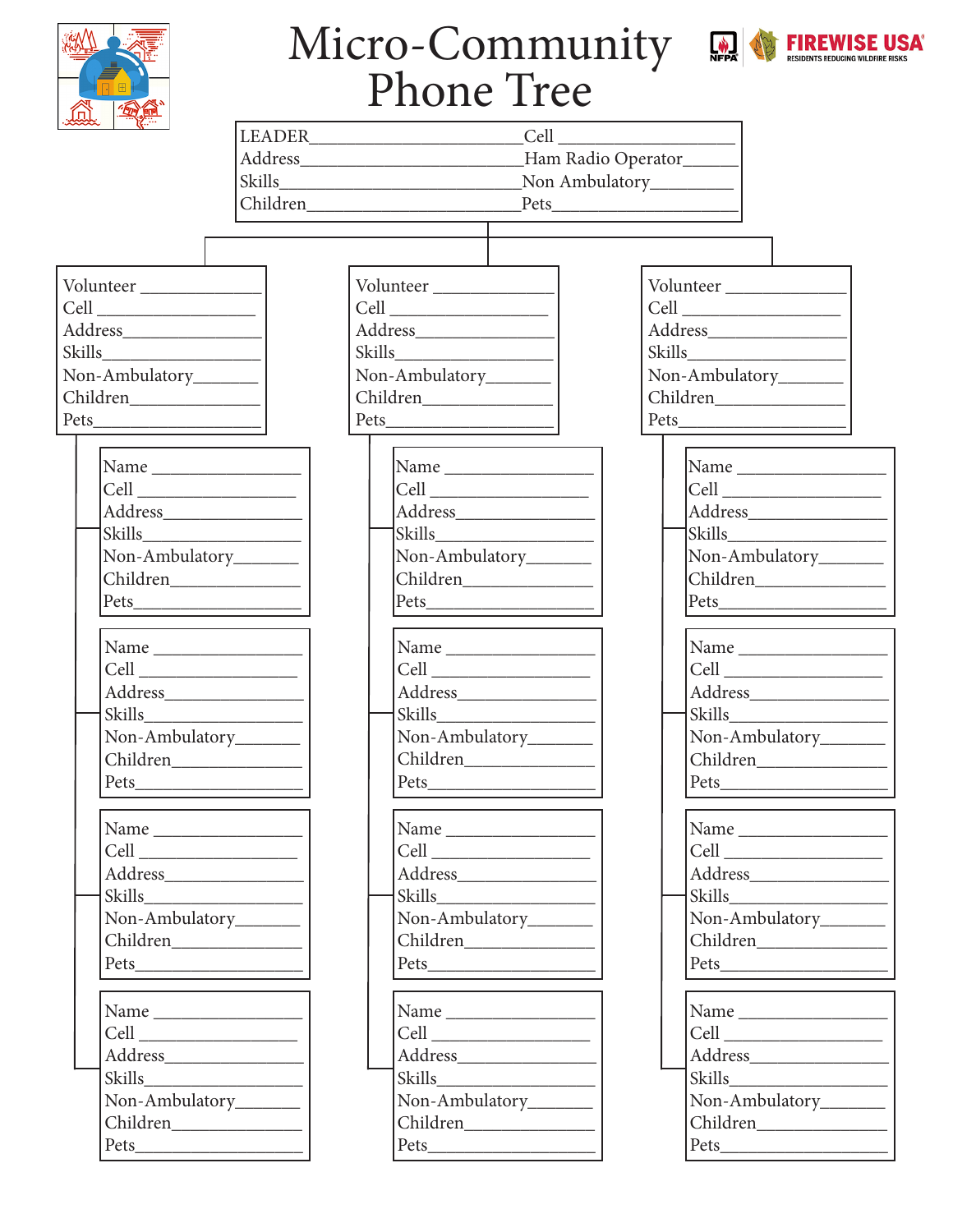# Micro-Community Phone Tree

NFPA | FIREWISE USA® RESIDENTS REDUCING WILDFIRE RISKS

LEADER\_\_\_\_\_\_\_\_\_\_\_\_\_\_\_\_\_\_\_\_\_\_\_\_ Cell \_\_\_\_\_\_\_\_\_\_\_\_\_\_\_\_\_\_\_\_
Address\_\_\_\_\_\_\_\_\_\_\_\_\_\_\_\_\_\_\_\_\_\_\_\_ Ham Radio Operator\_\_\_\_\_\_
Skills\_\_\_\_\_\_\_\_\_\_\_\_\_\_\_\_\_\_\_\_\_\_\_\_\_\_ Non Ambulatory\_\_\_\_\_\_\_\_\_
Children\_\_\_\_\_\_\_\_\_\_\_\_\_\_\_\_\_\_\_\_\_\_\_\_ Pets\_\_\_\_\_\_\_\_\_\_\_\_\_\_\_\_\_\_\_\_

| Volunteer | Volunteer | Volunteer |
|---|---|---|
| Volunteer \_\_\_\_\_\_\_\_\_\_\_\_<br>Cell \_\_\_\_\_\_\_\_\_\_\_\_\_\_\_\_<br>Address\_\_\_\_\_\_\_\_\_\_\_\_\_\_<br>Skills\_\_\_\_\_\_\_\_\_\_\_\_\_\_\_\_<br>Non-Ambulatory\_\_\_\_\_\_<br>Children\_\_\_\_\_\_\_\_\_\_\_\_\_<br>Pets\_\_\_\_\_\_\_\_\_\_\_\_\_\_\_\_\_ | Volunteer \_\_\_\_\_\_\_\_\_\_\_\_<br>Cell \_\_\_\_\_\_\_\_\_\_\_\_\_\_\_\_<br>Address\_\_\_\_\_\_\_\_\_\_\_\_\_\_<br>Skills\_\_\_\_\_\_\_\_\_\_\_\_\_\_\_\_<br>Non-Ambulatory\_\_\_\_\_\_<br>Children\_\_\_\_\_\_\_\_\_\_\_\_\_<br>Pets\_\_\_\_\_\_\_\_\_\_\_\_\_\_\_\_\_ | Volunteer \_\_\_\_\_\_\_\_\_\_\_\_<br>Cell \_\_\_\_\_\_\_\_\_\_\_\_\_\_\_\_<br>Address\_\_\_\_\_\_\_\_\_\_\_\_\_\_<br>Skills\_\_\_\_\_\_\_\_\_\_\_\_\_\_\_\_<br>Non-Ambulatory\_\_\_\_\_\_<br>Children\_\_\_\_\_\_\_\_\_\_\_\_\_<br>Pets\_\_\_\_\_\_\_\_\_\_\_\_\_\_\_\_\_ |
| Name \_\_\_\_\_\_\_\_\_\_\_\_\_\_<br>Cell \_\_\_\_\_\_\_\_\_\_\_\_\_\_\_\_<br>Address\_\_\_\_\_\_\_\_\_\_\_\_\_\_<br>Skills\_\_\_\_\_\_\_\_\_\_\_\_\_\_\_\_<br>Non-Ambulatory\_\_\_\_\_\_<br>Children\_\_\_\_\_\_\_\_\_\_\_\_\_<br>Pets\_\_\_\_\_\_\_\_\_\_\_\_\_\_\_\_\_ | Name \_\_\_\_\_\_\_\_\_\_\_\_\_\_<br>Cell \_\_\_\_\_\_\_\_\_\_\_\_\_\_\_\_<br>Address\_\_\_\_\_\_\_\_\_\_\_\_\_\_<br>Skills\_\_\_\_\_\_\_\_\_\_\_\_\_\_\_\_<br>Non-Ambulatory\_\_\_\_\_\_<br>Children\_\_\_\_\_\_\_\_\_\_\_\_\_<br>Pets\_\_\_\_\_\_\_\_\_\_\_\_\_\_\_\_\_ | Name \_\_\_\_\_\_\_\_\_\_\_\_\_\_<br>Cell \_\_\_\_\_\_\_\_\_\_\_\_\_\_\_\_<br>Address\_\_\_\_\_\_\_\_\_\_\_\_\_\_<br>Skills\_\_\_\_\_\_\_\_\_\_\_\_\_\_\_\_<br>Non-Ambulatory\_\_\_\_\_\_<br>Children\_\_\_\_\_\_\_\_\_\_\_\_\_<br>Pets\_\_\_\_\_\_\_\_\_\_\_\_\_\_\_\_\_ |
| Name \_\_\_\_\_\_\_\_\_\_\_\_\_\_<br>Cell \_\_\_\_\_\_\_\_\_\_\_\_\_\_\_\_<br>Address\_\_\_\_\_\_\_\_\_\_\_\_\_\_<br>Skills\_\_\_\_\_\_\_\_\_\_\_\_\_\_\_\_<br>Non-Ambulatory\_\_\_\_\_\_<br>Children\_\_\_\_\_\_\_\_\_\_\_\_\_<br>Pets\_\_\_\_\_\_\_\_\_\_\_\_\_\_\_\_\_ | Name \_\_\_\_\_\_\_\_\_\_\_\_\_\_<br>Cell \_\_\_\_\_\_\_\_\_\_\_\_\_\_\_\_<br>Address\_\_\_\_\_\_\_\_\_\_\_\_\_\_<br>Skills\_\_\_\_\_\_\_\_\_\_\_\_\_\_\_\_<br>Non-Ambulatory\_\_\_\_\_\_<br>Children\_\_\_\_\_\_\_\_\_\_\_\_\_<br>Pets\_\_\_\_\_\_\_\_\_\_\_\_\_\_\_\_\_ | Name \_\_\_\_\_\_\_\_\_\_\_\_\_\_<br>Cell \_\_\_\_\_\_\_\_\_\_\_\_\_\_\_\_<br>Address\_\_\_\_\_\_\_\_\_\_\_\_\_\_<br>Skills\_\_\_\_\_\_\_\_\_\_\_\_\_\_\_\_<br>Non-Ambulatory\_\_\_\_\_\_<br>Children\_\_\_\_\_\_\_\_\_\_\_\_\_<br>Pets\_\_\_\_\_\_\_\_\_\_\_\_\_\_\_\_\_ |
| Name \_\_\_\_\_\_\_\_\_\_\_\_\_\_<br>Cell \_\_\_\_\_\_\_\_\_\_\_\_\_\_\_\_<br>Address\_\_\_\_\_\_\_\_\_\_\_\_\_\_<br>Skills\_\_\_\_\_\_\_\_\_\_\_\_\_\_\_\_<br>Non-Ambulatory\_\_\_\_\_\_<br>Children\_\_\_\_\_\_\_\_\_\_\_\_\_<br>Pets\_\_\_\_\_\_\_\_\_\_\_\_\_\_\_\_\_ | Name \_\_\_\_\_\_\_\_\_\_\_\_\_\_<br>Cell \_\_\_\_\_\_\_\_\_\_\_\_\_\_\_\_<br>Address\_\_\_\_\_\_\_\_\_\_\_\_\_\_<br>Skills\_\_\_\_\_\_\_\_\_\_\_\_\_\_\_\_<br>Non-Ambulatory\_\_\_\_\_\_<br>Children\_\_\_\_\_\_\_\_\_\_\_\_\_<br>Pets\_\_\_\_\_\_\_\_\_\_\_\_\_\_\_\_\_ | Name \_\_\_\_\_\_\_\_\_\_\_\_\_\_<br>Cell \_\_\_\_\_\_\_\_\_\_\_\_\_\_\_\_<br>Address\_\_\_\_\_\_\_\_\_\_\_\_\_\_<br>Skills\_\_\_\_\_\_\_\_\_\_\_\_\_\_\_\_<br>Non-Ambulatory\_\_\_\_\_\_<br>Children\_\_\_\_\_\_\_\_\_\_\_\_\_<br>Pets\_\_\_\_\_\_\_\_\_\_\_\_\_\_\_\_\_ |
| Name \_\_\_\_\_\_\_\_\_\_\_\_\_\_<br>Cell \_\_\_\_\_\_\_\_\_\_\_\_\_\_\_\_<br>Address\_\_\_\_\_\_\_\_\_\_\_\_\_\_<br>Skills\_\_\_\_\_\_\_\_\_\_\_\_\_\_\_\_<br>Non-Ambulatory\_\_\_\_\_\_<br>Children\_\_\_\_\_\_\_\_\_\_\_\_\_<br>Pets\_\_\_\_\_\_\_\_\_\_\_\_\_\_\_\_\_ | Name \_\_\_\_\_\_\_\_\_\_\_\_\_\_<br>Cell \_\_\_\_\_\_\_\_\_\_\_\_\_\_\_\_<br>Address\_\_\_\_\_\_\_\_\_\_\_\_\_\_<br>Skills\_\_\_\_\_\_\_\_\_\_\_\_\_\_\_\_<br>Non-Ambulatory\_\_\_\_\_\_<br>Children\_\_\_\_\_\_\_\_\_\_\_\_\_<br>Pets\_\_\_\_\_\_\_\_\_\_\_\_\_\_\_\_\_ | Name \_\_\_\_\_\_\_\_\_\_\_\_\_\_<br>Cell \_\_\_\_\_\_\_\_\_\_\_\_\_\_\_\_<br>Address\_\_\_\_\_\_\_\_\_\_\_\_\_\_<br>Skills\_\_\_\_\_\_\_\_\_\_\_\_\_\_\_\_<br>Non-Ambulatory\_\_\_\_\_\_<br>Children\_\_\_\_\_\_\_\_\_\_\_\_\_<br>Pets\_\_\_\_\_\_\_\_\_\_\_\_\_\_\_\_\_ |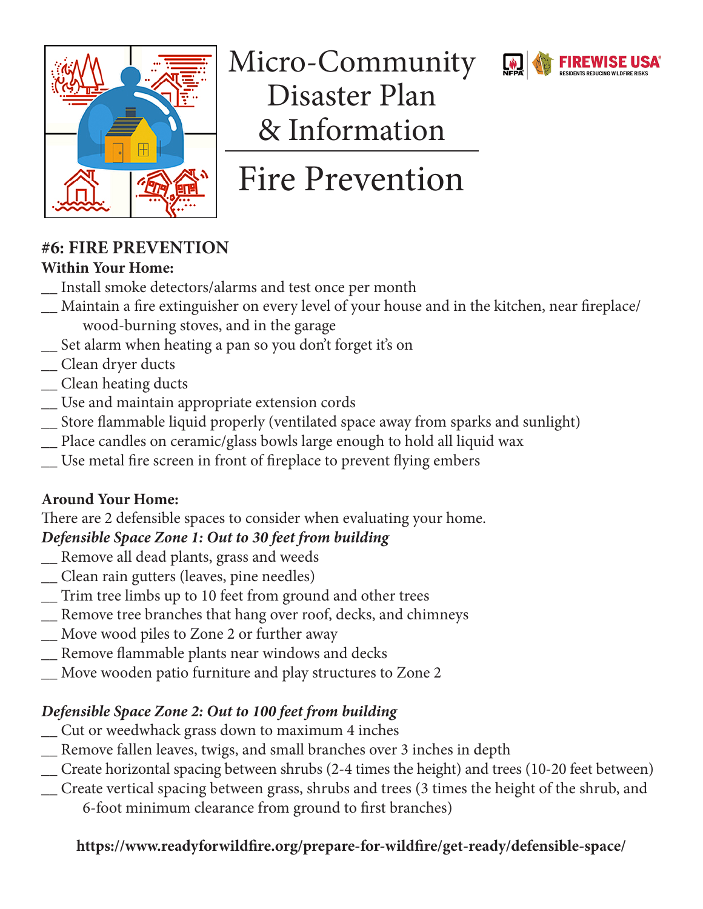# Micro-Community Disaster Plan & Information

## Fire Prevention

### #6: FIRE PREVENTION

**Within Your Home:**

__ Install smoke detectors/alarms and test once per month
__ Maintain a fire extinguisher on every level of your house and in the kitchen, near fireplace/wood-burning stoves, and in the garage
__ Set alarm when heating a pan so you don't forget it's on
__ Clean dryer ducts
__ Clean heating ducts
__ Use and maintain appropriate extension cords
__ Store flammable liquid properly (ventilated space away from sparks and sunlight)
__ Place candles on ceramic/glass bowls large enough to hold all liquid wax
__ Use metal fire screen in front of fireplace to prevent flying embers

**Around Your Home:**

There are 2 defensible spaces to consider when evaluating your home.

***Defensible Space Zone 1: Out to 30 feet from building***

__ Remove all dead plants, grass and weeds
__ Clean rain gutters (leaves, pine needles)
__ Trim tree limbs up to 10 feet from ground and other trees
__ Remove tree branches that hang over roof, decks, and chimneys
__ Move wood piles to Zone 2 or further away
__ Remove flammable plants near windows and decks
__ Move wooden patio furniture and play structures to Zone 2

***Defensible Space Zone 2: Out to 100 feet from building***

__ Cut or weedwhack grass down to maximum 4 inches
__ Remove fallen leaves, twigs, and small branches over 3 inches in depth
__ Create horizontal spacing between shrubs (2-4 times the height) and trees (10-20 feet between)
__ Create vertical spacing between grass, shrubs and trees (3 times the height of the shrub, and 6-foot minimum clearance from ground to first branches)

**https://www.readyforwildfire.org/prepare-for-wildfire/get-ready/defensible-space/**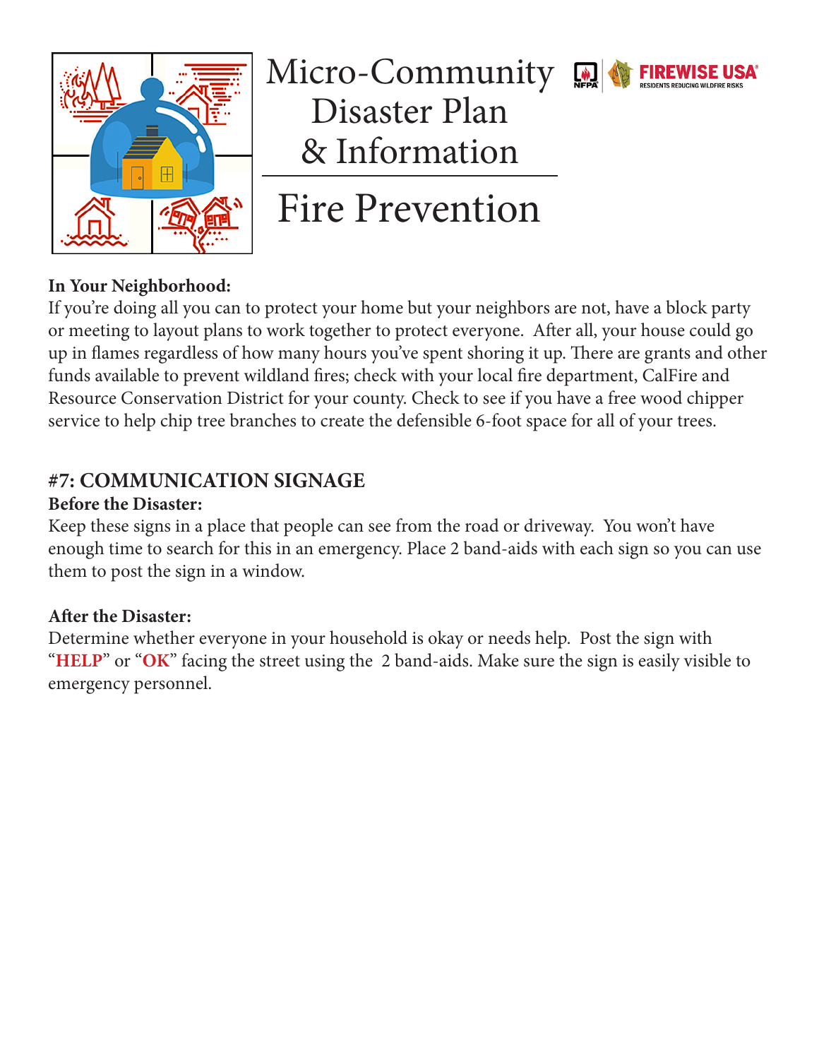# Micro-Community Disaster Plan & Information

## Fire Prevention

**In Your Neighborhood:**
If you're doing all you can to protect your home but your neighbors are not, have a block party or meeting to layout plans to work together to protect everyone. After all, your house could go up in flames regardless of how many hours you've spent shoring it up. There are grants and other funds available to prevent wildland fires; check with your local fire department, CalFire and Resource Conservation District for your county. Check to see if you have a free wood chipper service to help chip tree branches to create the defensible 6-foot space for all of your trees.

### #7: COMMUNICATION SIGNAGE

**Before the Disaster:**
Keep these signs in a place that people can see from the road or driveway. You won't have enough time to search for this in an emergency. Place 2 band-aids with each sign so you can use them to post the sign in a window.

**After the Disaster:**
Determine whether everyone in your household is okay or needs help. Post the sign with "**HELP**" or "**OK**" facing the street using the 2 band-aids. Make sure the sign is easily visible to emergency personnel.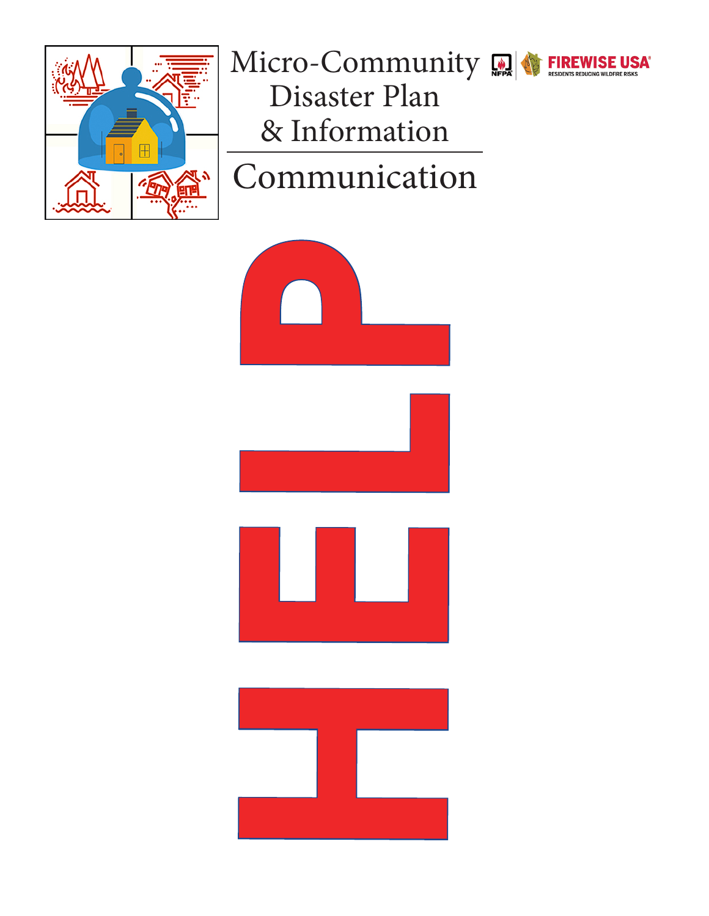# Micro-Community Disaster Plan & Information

## Communication

FIREWISE USA
RESIDENTS REDUCING WILDFIRE RISKS

# HELP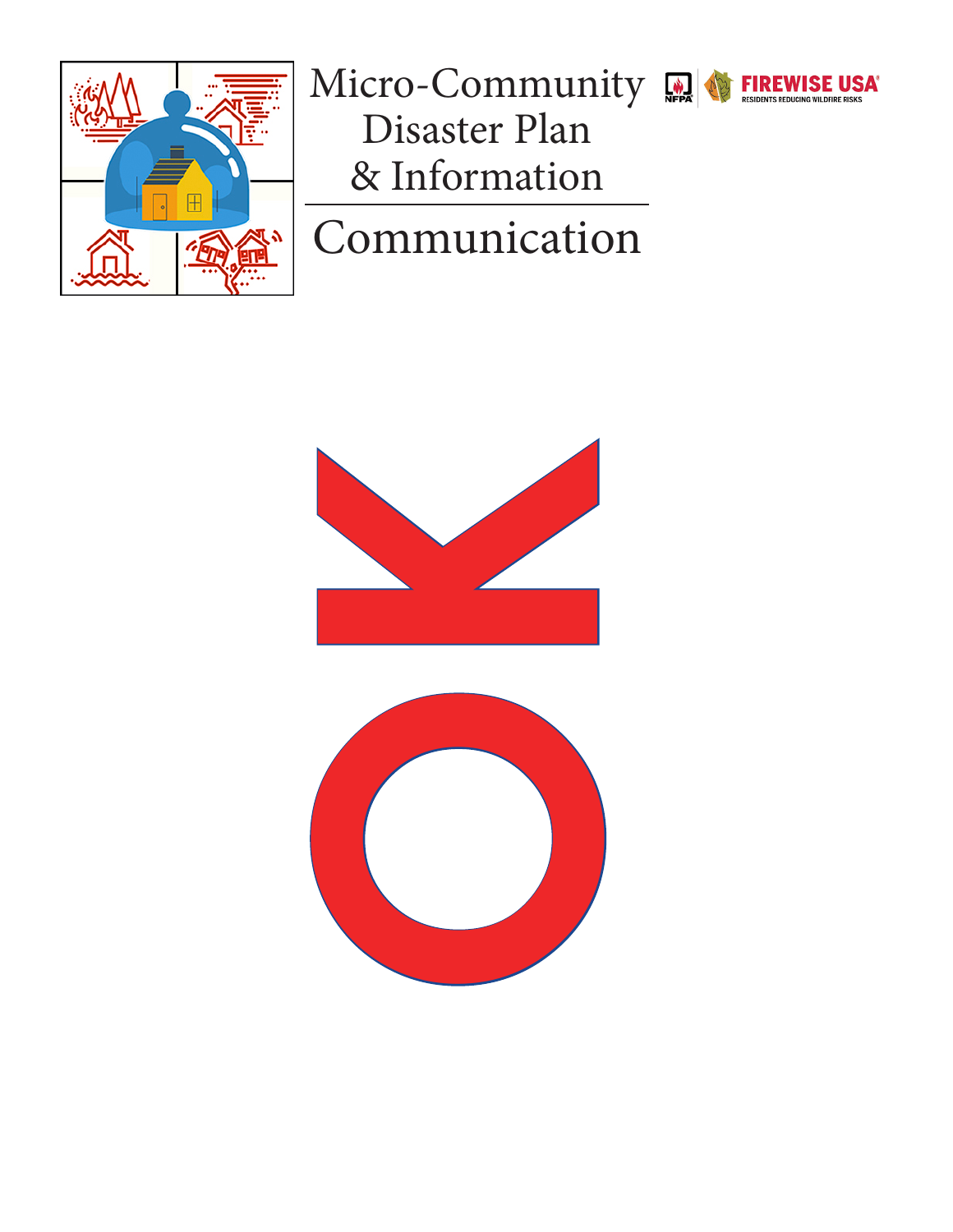# Micro-Community Disaster Plan & Information

## Communication

NFPA | FIREWISE USA® RESIDENTS REDUCING WILDFIRE RISKS

OK